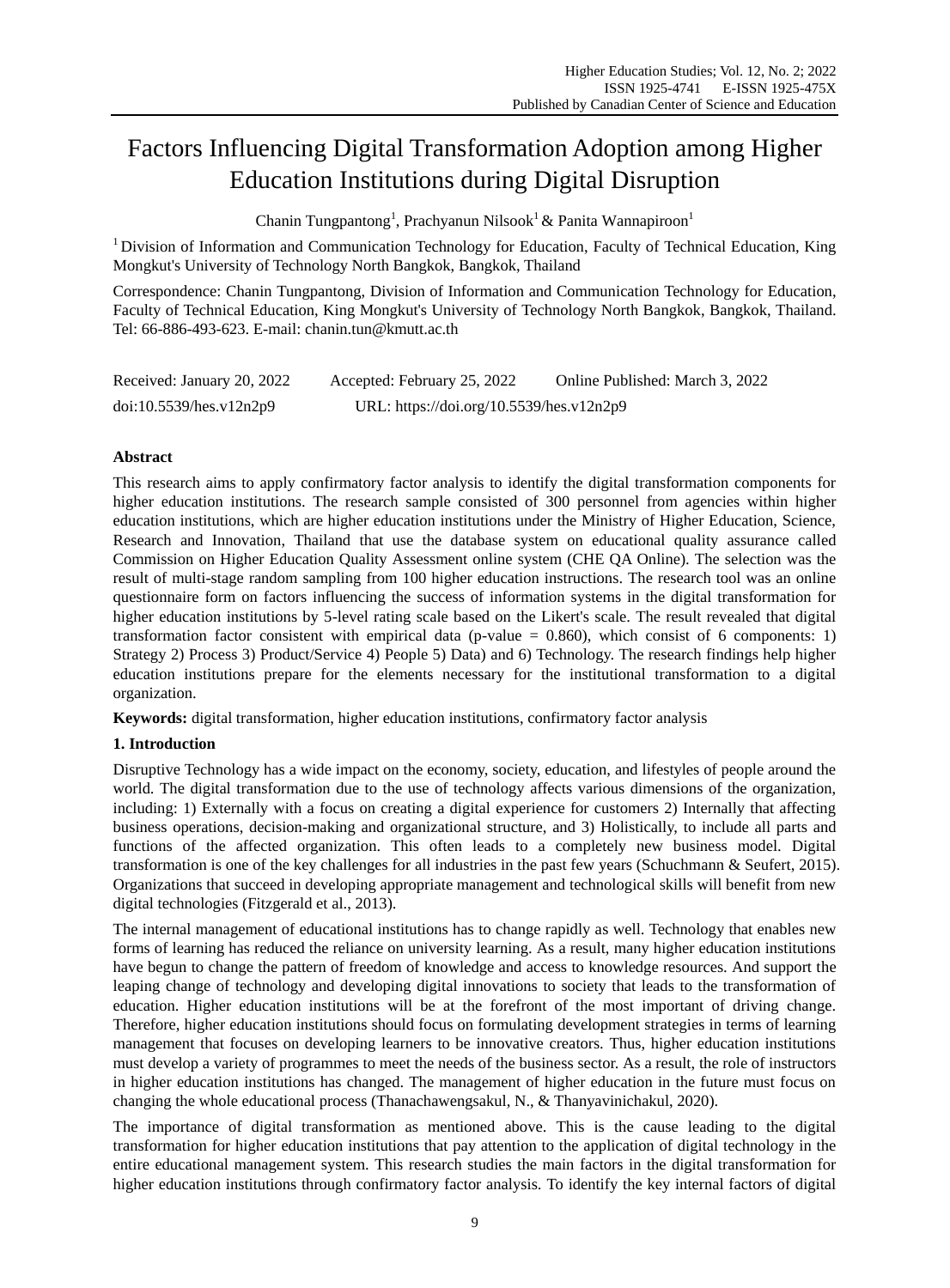# Factors Influencing Digital Transformation Adoption among Higher Education Institutions during Digital Disruption

Chanin Tungpantong[1], Prachyanun Nilsook[1] & Panita Wannapiroon[1]

[1] Division of Information and Communication Technology for Education, Faculty of Technical Education, King Mongkut's University of Technology North Bangkok, Bangkok, Thailand

Correspondence: Chanin Tungpantong, Division of Information and Communication Technology for Education, Faculty of Technical Education, King Mongkut's University of Technology North Bangkok, Bangkok, Thailand. Tel: 66-886-493-623. E-mail: chanin.tun@kmutt.ac.th

Received: January 20, 2022 Accepted: February 25, 2022 Online Published: March 3, 2022

doi:10.5539/hes.v12n2p9 URL: https://doi.org/10.5539/hes.v12n2p9

## Abstract

This research aims to apply confirmatory factor analysis to identify the digital transformation components for higher education institutions. The research sample consisted of 300 personnel from agencies within higher education institutions, which are higher education institutions under the Ministry of Higher Education, Science, Research and Innovation, Thailand that use the database system on educational quality assurance called Commission on Higher Education Quality Assessment online system (CHE QA Online). The selection was the result of multi-stage random sampling from 100 higher education instructions. The research tool was an online questionnaire form on factors influencing the success of information systems in the digital transformation for higher education institutions by 5-level rating scale based on the Likert's scale. The result revealed that digital transformation factor consistent with empirical data (p-value = 0.860), which consist of 6 components: 1) Strategy 2) Process 3) Product/Service 4) People 5) Data) and 6) Technology. The research findings help higher education institutions prepare for the elements necessary for the institutional transformation to a digital organization.

**Keywords:** digital transformation, higher education institutions, confirmatory factor analysis

## 1. Introduction

Disruptive Technology has a wide impact on the economy, society, education, and lifestyles of people around the world. The digital transformation due to the use of technology affects various dimensions of the organization, including: 1) Externally with a focus on creating a digital experience for customers 2) Internally that affecting business operations, decision-making and organizational structure, and 3) Holistically, to include all parts and functions of the affected organization. This often leads to a completely new business model. Digital transformation is one of the key challenges for all industries in the past few years (Schuchmann & Seufert, 2015). Organizations that succeed in developing appropriate management and technological skills will benefit from new digital technologies (Fitzgerald et al., 2013).

The internal management of educational institutions has to change rapidly as well. Technology that enables new forms of learning has reduced the reliance on university learning. As a result, many higher education institutions have begun to change the pattern of freedom of knowledge and access to knowledge resources. And support the leaping change of technology and developing digital innovations to society that leads to the transformation of education. Higher education institutions will be at the forefront of the most important of driving change. Therefore, higher education institutions should focus on formulating development strategies in terms of learning management that focuses on developing learners to be innovative creators. Thus, higher education institutions must develop a variety of programmes to meet the needs of the business sector. As a result, the role of instructors in higher education institutions has changed. The management of higher education in the future must focus on changing the whole educational process (Thanachawengsakul, N., & Thanyavinichakul, 2020).

The importance of digital transformation as mentioned above. This is the cause leading to the digital transformation for higher education institutions that pay attention to the application of digital technology in the entire educational management system. This research studies the main factors in the digital transformation for higher education institutions through confirmatory factor analysis. To identify the key internal factors of digital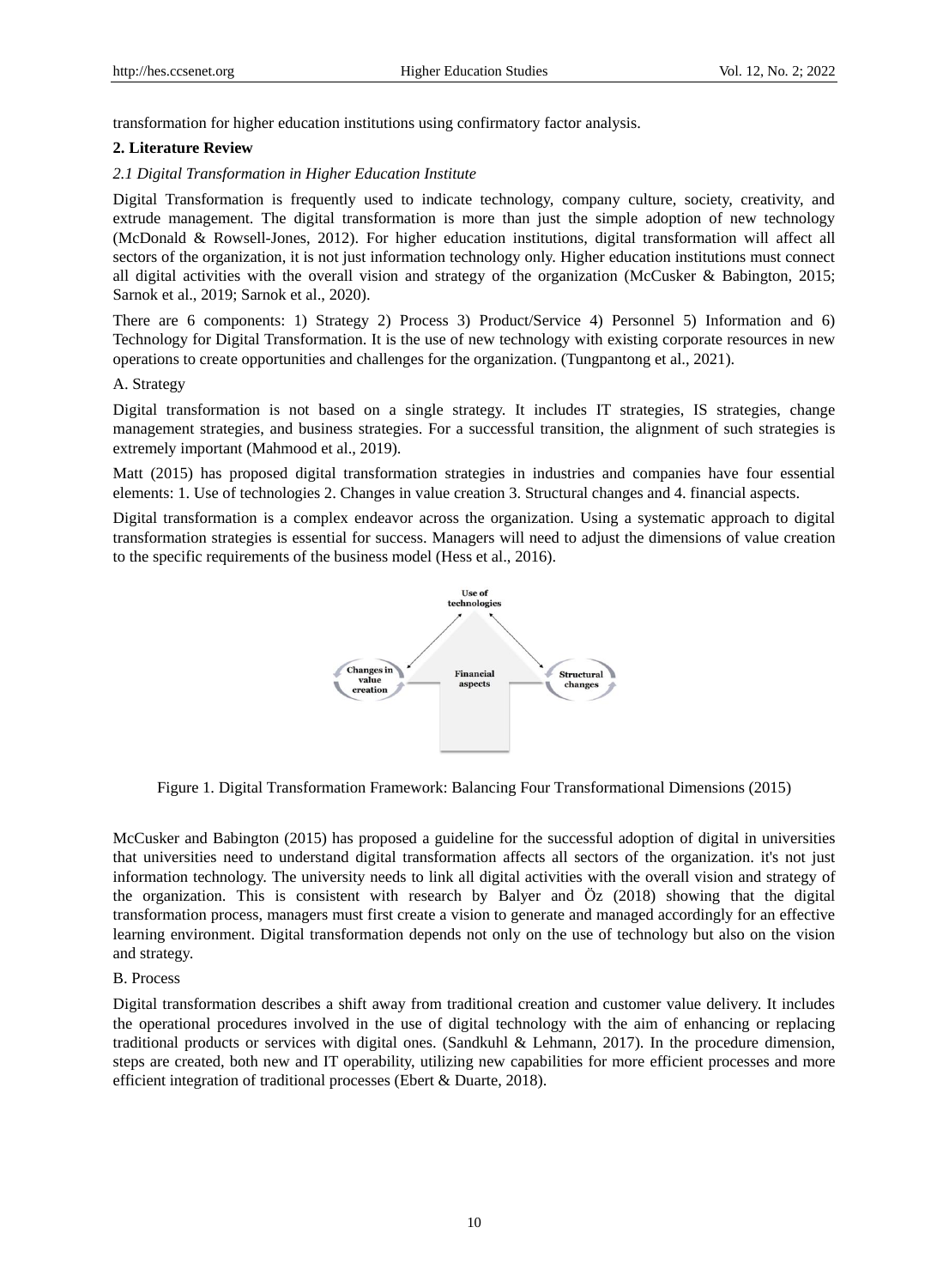transformation for higher education institutions using confirmatory factor analysis.

## 2. Literature Review

### *2.1 Digital Transformation in Higher Education Institute*

Digital Transformation is frequently used to indicate technology, company culture, society, creativity, and extrude management. The digital transformation is more than just the simple adoption of new technology (McDonald & Rowsell-Jones, 2012). For higher education institutions, digital transformation will affect all sectors of the organization, it is not just information technology only. Higher education institutions must connect all digital activities with the overall vision and strategy of the organization (McCusker & Babington, 2015; Sarnok et al., 2019; Sarnok et al., 2020).

There are 6 components: 1) Strategy 2) Process 3) Product/Service 4) Personnel 5) Information and 6) Technology for Digital Transformation. It is the use of new technology with existing corporate resources in new operations to create opportunities and challenges for the organization. (Tungpantong et al., 2021).

A. Strategy

Digital transformation is not based on a single strategy. It includes IT strategies, IS strategies, change management strategies, and business strategies. For a successful transition, the alignment of such strategies is extremely important (Mahmood et al., 2019).

Matt (2015) has proposed digital transformation strategies in industries and companies have four essential elements: 1. Use of technologies 2. Changes in value creation 3. Structural changes and 4. financial aspects.

Digital transformation is a complex endeavor across the organization. Using a systematic approach to digital transformation strategies is essential for success. Managers will need to adjust the dimensions of value creation to the specific requirements of the business model (Hess et al., 2016).

Figure 1. Digital Transformation Framework: Balancing Four Transformational Dimensions (2015)

McCusker and Babington (2015) has proposed a guideline for the successful adoption of digital in universities that universities need to understand digital transformation affects all sectors of the organization. it's not just information technology. The university needs to link all digital activities with the overall vision and strategy of the organization. This is consistent with research by Balyer and Öz (2018) showing that the digital transformation process, managers must first create a vision to generate and managed accordingly for an effective learning environment. Digital transformation depends not only on the use of technology but also on the vision and strategy.

B. Process

Digital transformation describes a shift away from traditional creation and customer value delivery. It includes the operational procedures involved in the use of digital technology with the aim of enhancing or replacing traditional products or services with digital ones. (Sandkuhl & Lehmann, 2017). In the procedure dimension, steps are created, both new and IT operability, utilizing new capabilities for more efficient processes and more efficient integration of traditional processes (Ebert & Duarte, 2018).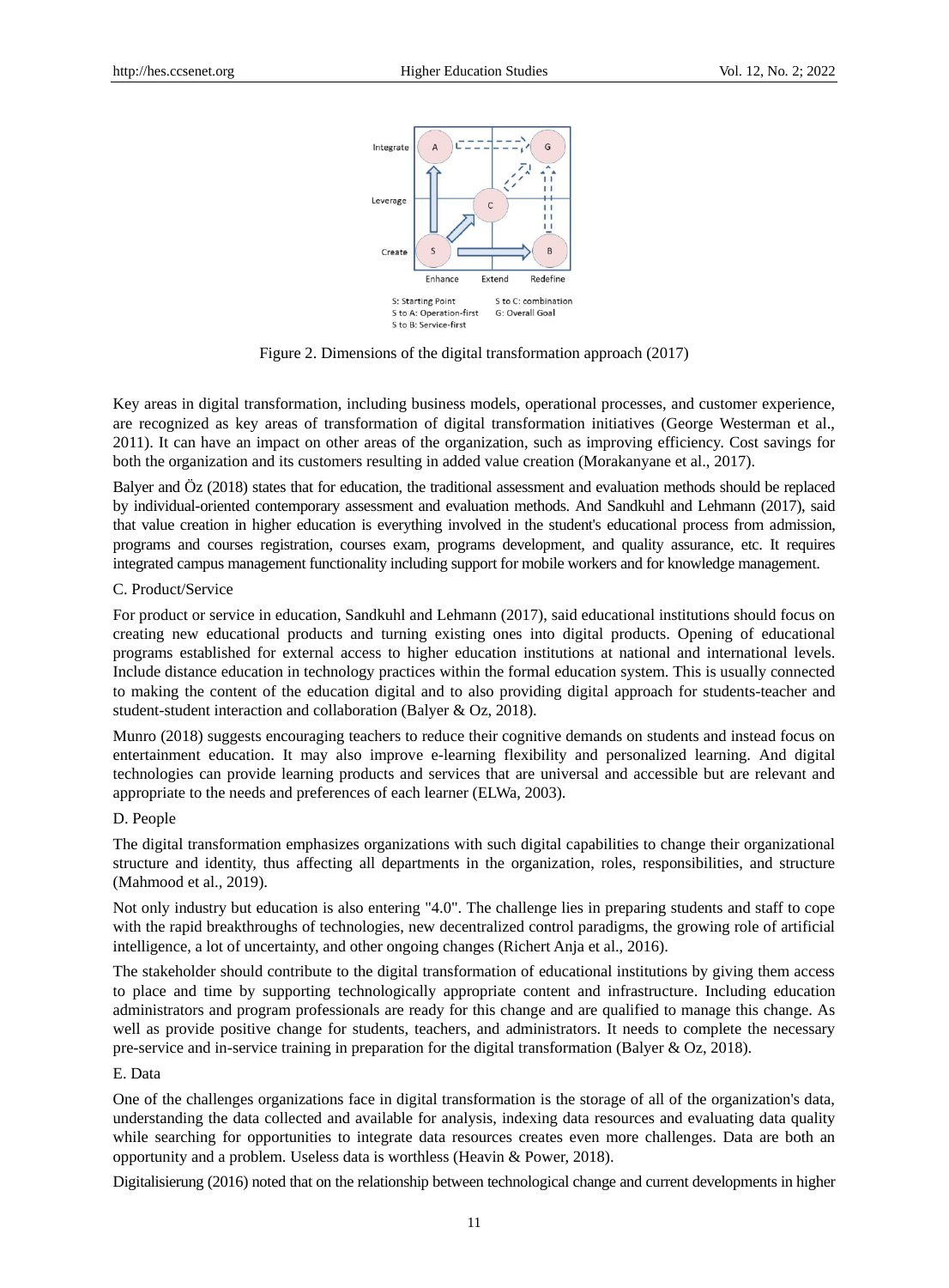Figure 2. Dimensions of the digital transformation approach (2017)

Key areas in digital transformation, including business models, operational processes, and customer experience, are recognized as key areas of transformation of digital transformation initiatives (George Westerman et al., 2011). It can have an impact on other areas of the organization, such as improving efficiency. Cost savings for both the organization and its customers resulting in added value creation (Morakanyane et al., 2017).

Balyer and Öz (2018) states that for education, the traditional assessment and evaluation methods should be replaced by individual-oriented contemporary assessment and evaluation methods. And Sandkuhl and Lehmann (2017), said that value creation in higher education is everything involved in the student's educational process from admission, programs and courses registration, courses exam, programs development, and quality assurance, etc. It requires integrated campus management functionality including support for mobile workers and for knowledge management.

C. Product/Service

For product or service in education, Sandkuhl and Lehmann (2017), said educational institutions should focus on creating new educational products and turning existing ones into digital products. Opening of educational programs established for external access to higher education institutions at national and international levels. Include distance education in technology practices within the formal education system. This is usually connected to making the content of the education digital and to also providing digital approach for students-teacher and student-student interaction and collaboration (Balyer & Oz, 2018).

Munro (2018) suggests encouraging teachers to reduce their cognitive demands on students and instead focus on entertainment education. It may also improve e-learning flexibility and personalized learning. And digital technologies can provide learning products and services that are universal and accessible but are relevant and appropriate to the needs and preferences of each learner (ELWa, 2003).

D. People

The digital transformation emphasizes organizations with such digital capabilities to change their organizational structure and identity, thus affecting all departments in the organization, roles, responsibilities, and structure (Mahmood et al., 2019).

Not only industry but education is also entering "4.0". The challenge lies in preparing students and staff to cope with the rapid breakthroughs of technologies, new decentralized control paradigms, the growing role of artificial intelligence, a lot of uncertainty, and other ongoing changes (Richert Anja et al., 2016).

The stakeholder should contribute to the digital transformation of educational institutions by giving them access to place and time by supporting technologically appropriate content and infrastructure. Including education administrators and program professionals are ready for this change and are qualified to manage this change. As well as provide positive change for students, teachers, and administrators. It needs to complete the necessary pre-service and in-service training in preparation for the digital transformation (Balyer & Oz, 2018).

E. Data

One of the challenges organizations face in digital transformation is the storage of all of the organization's data, understanding the data collected and available for analysis, indexing data resources and evaluating data quality while searching for opportunities to integrate data resources creates even more challenges. Data are both an opportunity and a problem. Useless data is worthless (Heavin & Power, 2018).

Digitalisierung (2016) noted that on the relationship between technological change and current developments in higher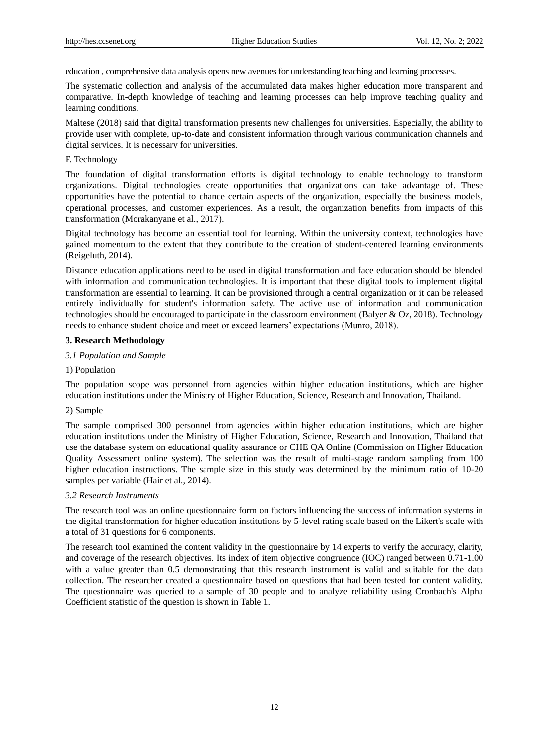education , comprehensive data analysis opens new avenues for understanding teaching and learning processes.

The systematic collection and analysis of the accumulated data makes higher education more transparent and comparative. In-depth knowledge of teaching and learning processes can help improve teaching quality and learning conditions.

Maltese (2018) said that digital transformation presents new challenges for universities. Especially, the ability to provide user with complete, up-to-date and consistent information through various communication channels and digital services. It is necessary for universities.

F. Technology

The foundation of digital transformation efforts is digital technology to enable technology to transform organizations. Digital technologies create opportunities that organizations can take advantage of. These opportunities have the potential to chance certain aspects of the organization, especially the business models, operational processes, and customer experiences. As a result, the organization benefits from impacts of this transformation (Morakanyane et al., 2017).

Digital technology has become an essential tool for learning. Within the university context, technologies have gained momentum to the extent that they contribute to the creation of student-centered learning environments (Reigeluth, 2014).

Distance education applications need to be used in digital transformation and face education should be blended with information and communication technologies. It is important that these digital tools to implement digital transformation are essential to learning. It can be provisioned through a central organization or it can be released entirely individually for student's information safety. The active use of information and communication technologies should be encouraged to participate in the classroom environment (Balyer & Oz, 2018). Technology needs to enhance student choice and meet or exceed learners' expectations (Munro, 2018).

## 3. Research Methodology

### *3.1 Population and Sample*

1) Population

The population scope was personnel from agencies within higher education institutions, which are higher education institutions under the Ministry of Higher Education, Science, Research and Innovation, Thailand.

2) Sample

The sample comprised 300 personnel from agencies within higher education institutions, which are higher education institutions under the Ministry of Higher Education, Science, Research and Innovation, Thailand that use the database system on educational quality assurance or CHE QA Online (Commission on Higher Education Quality Assessment online system). The selection was the result of multi-stage random sampling from 100 higher education instructions. The sample size in this study was determined by the minimum ratio of 10-20 samples per variable (Hair et al., 2014).

### *3.2 Research Instruments*

The research tool was an online questionnaire form on factors influencing the success of information systems in the digital transformation for higher education institutions by 5-level rating scale based on the Likert's scale with a total of 31 questions for 6 components.

The research tool examined the content validity in the questionnaire by 14 experts to verify the accuracy, clarity, and coverage of the research objectives. Its index of item objective congruence (IOC) ranged between 0.71-1.00 with a value greater than 0.5 demonstrating that this research instrument is valid and suitable for the data collection. The researcher created a questionnaire based on questions that had been tested for content validity. The questionnaire was queried to a sample of 30 people and to analyze reliability using Cronbach's Alpha Coefficient statistic of the question is shown in Table 1.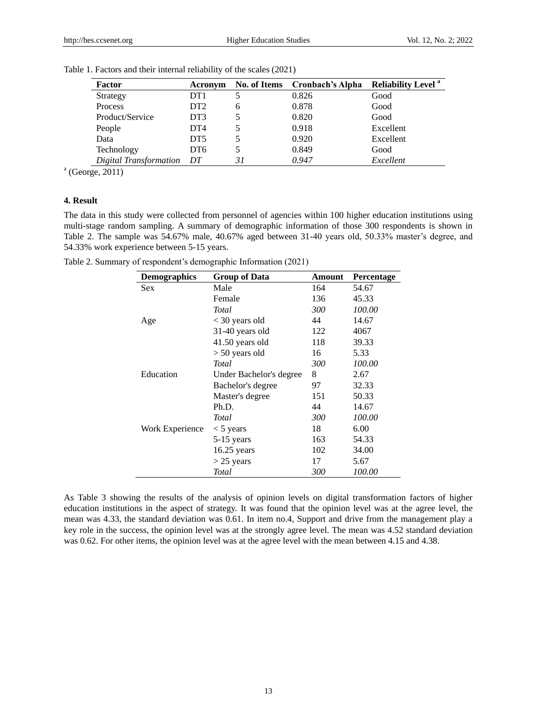Table 1. Factors and their internal reliability of the scales (2021)

| Factor | Acronym | No. of Items | Cronbach's Alpha | Reliability Level [a] |
|---|---|---|---|---|
| Strategy | DT1 | 5 | 0.826 | Good |
| Process | DT2 | 6 | 0.878 | Good |
| Product/Service | DT3 | 5 | 0.820 | Good |
| People | DT4 | 5 | 0.918 | Excellent |
| Data | DT5 | 5 | 0.920 | Excellent |
| Technology | DT6 | 5 | 0.849 | Good |
| *Digital Transformation* | *DT* | *31* | *0.947* | *Excellent* |

[a] (George, 2011)

### 4. Result

The data in this study were collected from personnel of agencies within 100 higher education institutions using multi-stage random sampling. A summary of demographic information of those 300 respondents is shown in Table 2. The sample was 54.67% male, 40.67% aged between 31-40 years old, 50.33% master's degree, and 54.33% work experience between 5-15 years.

Table 2. Summary of respondent's demographic Information (2021)

| Demographics | Group of Data | Amount | Percentage |
|---|---|---|---|
| Sex | Male | 164 | 54.67 |
| | Female | 136 | 45.33 |
| | *Total* | *300* | *100.00* |
| Age | < 30 years old | 44 | 14.67 |
| | 31-40 years old | 122 | 4067 |
| | 41.50 years old | 118 | 39.33 |
| | > 50 years old | 16 | 5.33 |
| | *Total* | *300* | *100.00* |
| Education | Under Bachelor's degree | 8 | 2.67 |
| | Bachelor's degree | 97 | 32.33 |
| | Master's degree | 151 | 50.33 |
| | Ph.D. | 44 | 14.67 |
| | *Total* | *300* | *100.00* |
| Work Experience | < 5 years | 18 | 6.00 |
| | 5-15 years | 163 | 54.33 |
| | 16.25 years | 102 | 34.00 |
| | > 25 years | 17 | 5.67 |
| | *Total* | *300* | *100.00* |

As Table 3 showing the results of the analysis of opinion levels on digital transformation factors of higher education institutions in the aspect of strategy. It was found that the opinion level was at the agree level, the mean was 4.33, the standard deviation was 0.61. In item no.4, Support and drive from the management play a key role in the success, the opinion level was at the strongly agree level. The mean was 4.52 standard deviation was 0.62. For other items, the opinion level was at the agree level with the mean between 4.15 and 4.38.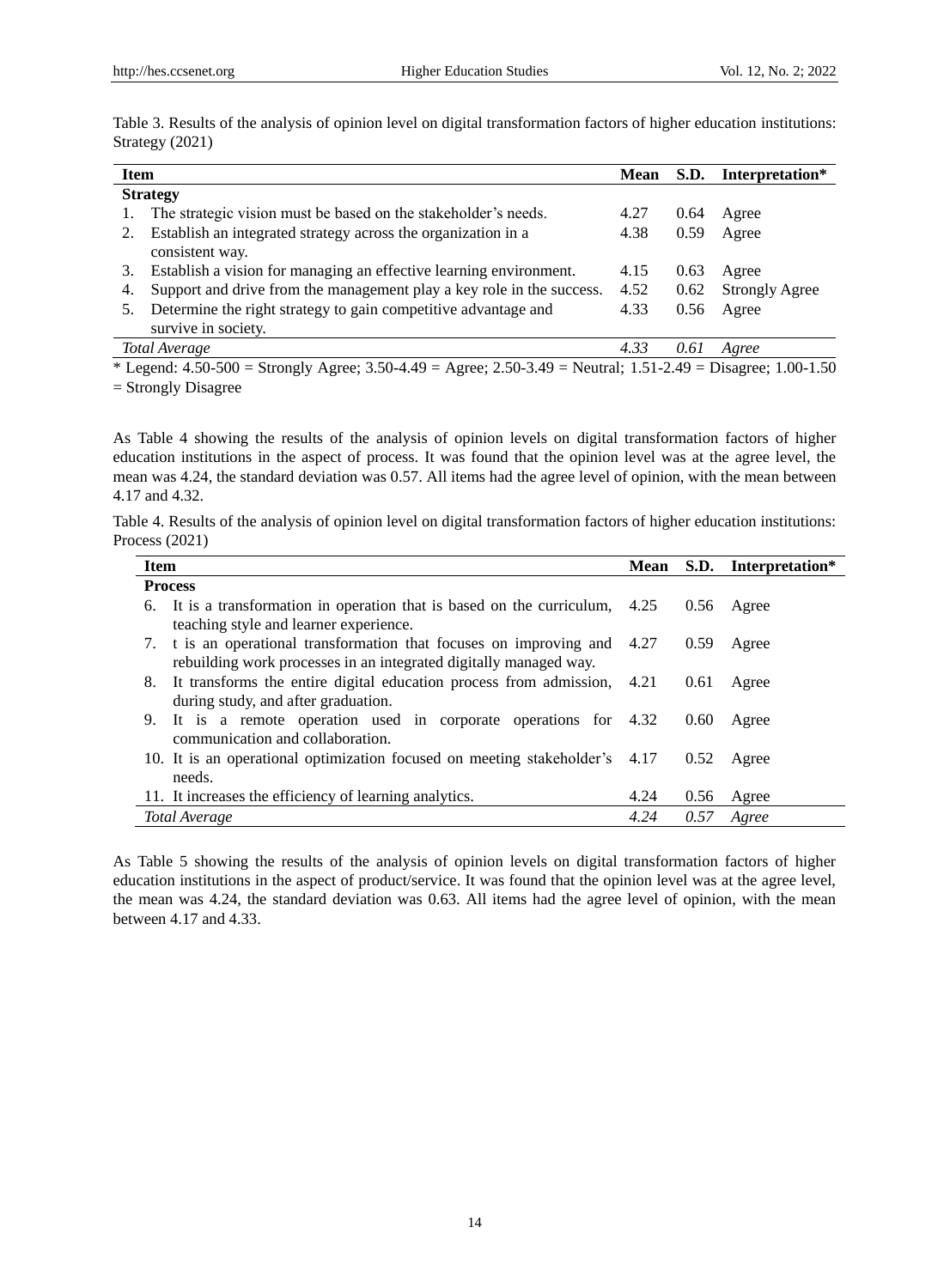Table 3. Results of the analysis of opinion level on digital transformation factors of higher education institutions: Strategy (2021)

| Item | Mean | S.D. | Interpretation* |
|---|---|---|---|
| **Strategy** | | | |
| 1. The strategic vision must be based on the stakeholder's needs. | 4.27 | 0.64 | Agree |
| 2. Establish an integrated strategy across the organization in a consistent way. | 4.38 | 0.59 | Agree |
| 3. Establish a vision for managing an effective learning environment. | 4.15 | 0.63 | Agree |
| 4. Support and drive from the management play a key role in the success. | 4.52 | 0.62 | Strongly Agree |
| 5. Determine the right strategy to gain competitive advantage and survive in society. | 4.33 | 0.56 | Agree |
| *Total Average* | *4.33* | *0.61* | *Agree* |

\* Legend: 4.50-500 = Strongly Agree; 3.50-4.49 = Agree; 2.50-3.49 = Neutral; 1.51-2.49 = Disagree; 1.00-1.50 = Strongly Disagree

As Table 4 showing the results of the analysis of opinion levels on digital transformation factors of higher education institutions in the aspect of process. It was found that the opinion level was at the agree level, the mean was 4.24, the standard deviation was 0.57. All items had the agree level of opinion, with the mean between 4.17 and 4.32.

Table 4. Results of the analysis of opinion level on digital transformation factors of higher education institutions: Process (2021)

| Item | Mean | S.D. | Interpretation* |
|---|---|---|---|
| **Process** | | | |
| 6. It is a transformation in operation that is based on the curriculum, teaching style and learner experience. | 4.25 | 0.56 | Agree |
| 7. t is an operational transformation that focuses on improving and rebuilding work processes in an integrated digitally managed way. | 4.27 | 0.59 | Agree |
| 8. It transforms the entire digital education process from admission, during study, and after graduation. | 4.21 | 0.61 | Agree |
| 9. It is a remote operation used in corporate operations for communication and collaboration. | 4.32 | 0.60 | Agree |
| 10. It is an operational optimization focused on meeting stakeholder's needs. | 4.17 | 0.52 | Agree |
| 11. It increases the efficiency of learning analytics. | 4.24 | 0.56 | Agree |
| *Total Average* | *4.24* | *0.57* | *Agree* |

As Table 5 showing the results of the analysis of opinion levels on digital transformation factors of higher education institutions in the aspect of product/service. It was found that the opinion level was at the agree level, the mean was 4.24, the standard deviation was 0.63. All items had the agree level of opinion, with the mean between 4.17 and 4.33.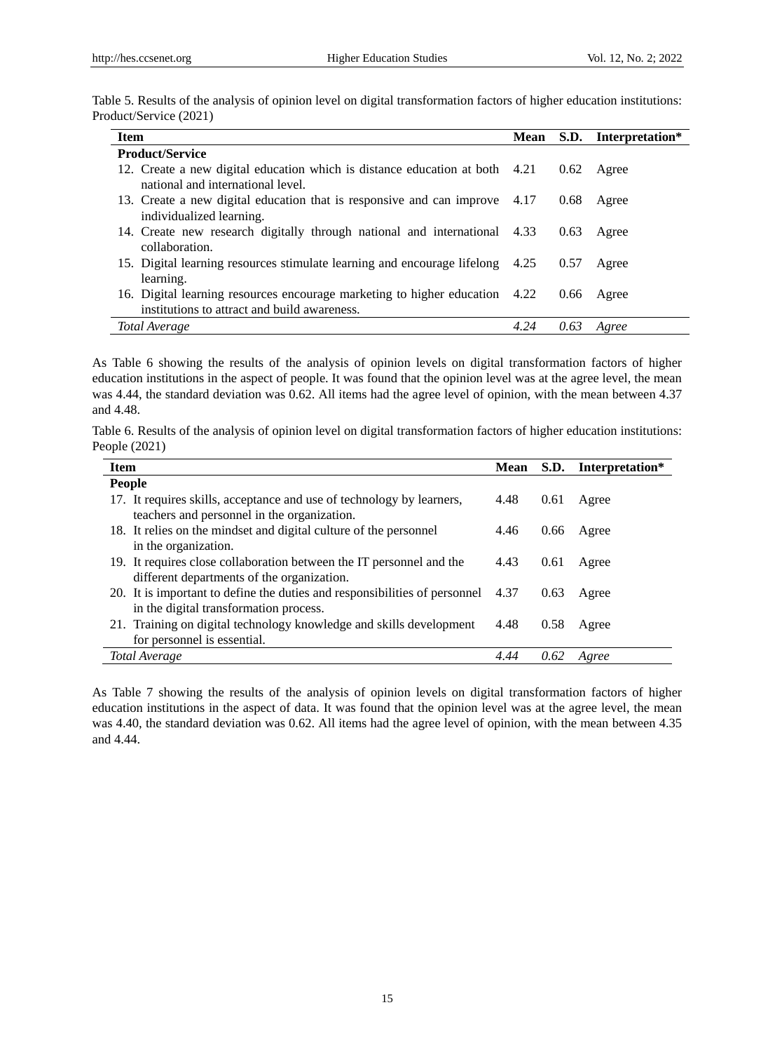Table 5. Results of the analysis of opinion level on digital transformation factors of higher education institutions: Product/Service (2021)

| Item | Mean | S.D. | Interpretation* |
|---|---|---|---|
| **Product/Service** | | | |
| 12. Create a new digital education which is distance education at both national and international level. | 4.21 | 0.62 | Agree |
| 13. Create a new digital education that is responsive and can improve individualized learning. | 4.17 | 0.68 | Agree |
| 14. Create new research digitally through national and international collaboration. | 4.33 | 0.63 | Agree |
| 15. Digital learning resources stimulate learning and encourage lifelong learning. | 4.25 | 0.57 | Agree |
| 16. Digital learning resources encourage marketing to higher education institutions to attract and build awareness. | 4.22 | 0.66 | Agree |
| *Total Average* | *4.24* | *0.63* | *Agree* |

As Table 6 showing the results of the analysis of opinion levels on digital transformation factors of higher education institutions in the aspect of people. It was found that the opinion level was at the agree level, the mean was 4.44, the standard deviation was 0.62. All items had the agree level of opinion, with the mean between 4.37 and 4.48.

Table 6. Results of the analysis of opinion level on digital transformation factors of higher education institutions: People (2021)

| Item | Mean | S.D. | Interpretation* |
|---|---|---|---|
| **People** | | | |
| 17. It requires skills, acceptance and use of technology by learners, teachers and personnel in the organization. | 4.48 | 0.61 | Agree |
| 18. It relies on the mindset and digital culture of the personnel in the organization. | 4.46 | 0.66 | Agree |
| 19. It requires close collaboration between the IT personnel and the different departments of the organization. | 4.43 | 0.61 | Agree |
| 20. It is important to define the duties and responsibilities of personnel in the digital transformation process. | 4.37 | 0.63 | Agree |
| 21. Training on digital technology knowledge and skills development for personnel is essential. | 4.48 | 0.58 | Agree |
| *Total Average* | *4.44* | *0.62* | *Agree* |

As Table 7 showing the results of the analysis of opinion levels on digital transformation factors of higher education institutions in the aspect of data. It was found that the opinion level was at the agree level, the mean was 4.40, the standard deviation was 0.62. All items had the agree level of opinion, with the mean between 4.35 and 4.44.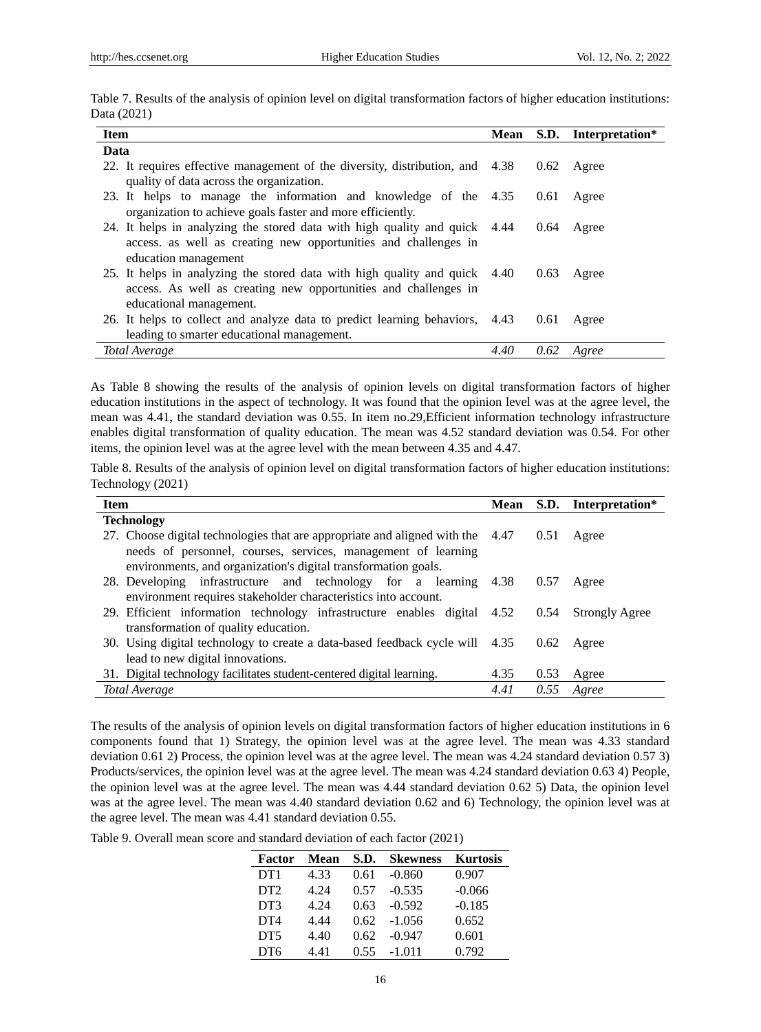Table 7. Results of the analysis of opinion level on digital transformation factors of higher education institutions: Data (2021)

| Item | Mean | S.D. | Interpretation* |
|---|---|---|---|
| **Data** | | | |
| 22. It requires effective management of the diversity, distribution, and quality of data across the organization. | 4.38 | 0.62 | Agree |
| 23. It helps to manage the information and knowledge of the organization to achieve goals faster and more efficiently. | 4.35 | 0.61 | Agree |
| 24. It helps in analyzing the stored data with high quality and quick access. as well as creating new opportunities and challenges in education management | 4.44 | 0.64 | Agree |
| 25. It helps in analyzing the stored data with high quality and quick access. As well as creating new opportunities and challenges in educational management. | 4.40 | 0.63 | Agree |
| 26. It helps to collect and analyze data to predict learning behaviors, leading to smarter educational management. | 4.43 | 0.61 | Agree |
| *Total Average* | *4.40* | *0.62* | *Agree* |

As Table 8 showing the results of the analysis of opinion levels on digital transformation factors of higher education institutions in the aspect of technology. It was found that the opinion level was at the agree level, the mean was 4.41, the standard deviation was 0.55. In item no.29,Efficient information technology infrastructure enables digital transformation of quality education. The mean was 4.52 standard deviation was 0.54. For other items, the opinion level was at the agree level with the mean between 4.35 and 4.47.

Table 8. Results of the analysis of opinion level on digital transformation factors of higher education institutions: Technology (2021)

| Item | Mean | S.D. | Interpretation* |
|---|---|---|---|
| **Technology** | | | |
| 27. Choose digital technologies that are appropriate and aligned with the needs of personnel, courses, services, management of learning environments, and organization's digital transformation goals. | 4.47 | 0.51 | Agree |
| 28. Developing infrastructure and technology for a learning environment requires stakeholder characteristics into account. | 4.38 | 0.57 | Agree |
| 29. Efficient information technology infrastructure enables digital transformation of quality education. | 4.52 | 0.54 | Strongly Agree |
| 30. Using digital technology to create a data-based feedback cycle will lead to new digital innovations. | 4.35 | 0.62 | Agree |
| 31. Digital technology facilitates student-centered digital learning. | 4.35 | 0.53 | Agree |
| *Total Average* | *4.41* | *0.55* | *Agree* |

The results of the analysis of opinion levels on digital transformation factors of higher education institutions in 6 components found that 1) Strategy, the opinion level was at the agree level. The mean was 4.33 standard deviation 0.61 2) Process, the opinion level was at the agree level. The mean was 4.24 standard deviation 0.57 3) Products/services, the opinion level was at the agree level. The mean was 4.24 standard deviation 0.63 4) People, the opinion level was at the agree level. The mean was 4.44 standard deviation 0.62 5) Data, the opinion level was at the agree level. The mean was 4.40 standard deviation 0.62 and 6) Technology, the opinion level was at the agree level. The mean was 4.41 standard deviation 0.55.

Table 9. Overall mean score and standard deviation of each factor (2021)

| Factor | Mean | S.D. | Skewness | Kurtosis |
|---|---|---|---|---|
| DT1 | 4.33 | 0.61 | -0.860 | 0.907 |
| DT2 | 4.24 | 0.57 | -0.535 | -0.066 |
| DT3 | 4.24 | 0.63 | -0.592 | -0.185 |
| DT4 | 4.44 | 0.62 | -1.056 | 0.652 |
| DT5 | 4.40 | 0.62 | -0.947 | 0.601 |
| DT6 | 4.41 | 0.55 | -1.011 | 0.792 |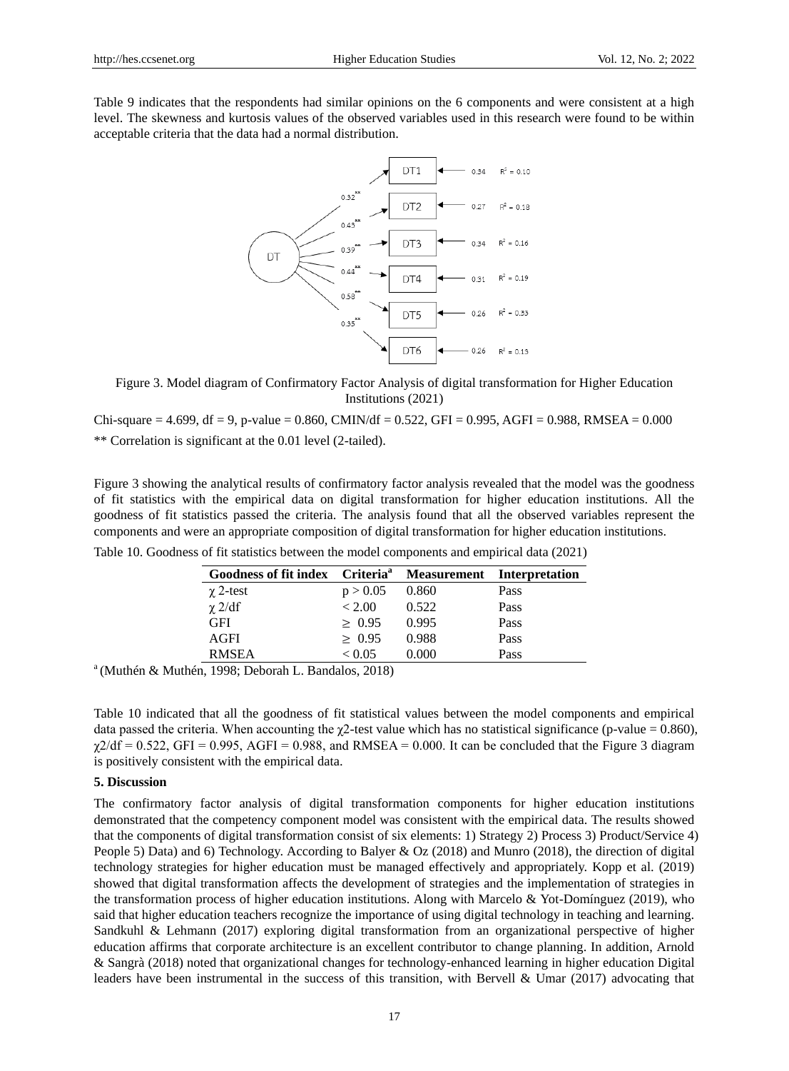Table 9 indicates that the respondents had similar opinions on the 6 components and were consistent at a high level. The skewness and kurtosis values of the observed variables used in this research were found to be within acceptable criteria that the data had a normal distribution.

Figure 3. Model diagram of Confirmatory Factor Analysis of digital transformation for Higher Education Institutions (2021)

Chi-square = 4.699, df = 9, p-value = 0.860, CMIN/df = 0.522, GFI = 0.995, AGFI = 0.988, RMSEA = 0.000

** Correlation is significant at the 0.01 level (2-tailed).

Figure 3 showing the analytical results of confirmatory factor analysis revealed that the model was the goodness of fit statistics with the empirical data on digital transformation for higher education institutions. All the goodness of fit statistics passed the criteria. The analysis found that all the observed variables represent the components and were an appropriate composition of digital transformation for higher education institutions.

Table 10. Goodness of fit statistics between the model components and empirical data (2021)

| Goodness of fit index | Criteria[a] | Measurement | Interpretation |
|---|---|---|---|
| $\chi$ 2-test | p > 0.05 | 0.860 | Pass |
| $\chi$ 2/df | < 2.00 | 0.522 | Pass |
| GFI | ≥ 0.95 | 0.995 | Pass |
| AGFI | ≥ 0.95 | 0.988 | Pass |
| RMSEA | < 0.05 | 0.000 | Pass |

[a] (Muthén & Muthén, 1998; Deborah L. Bandalos, 2018)

Table 10 indicated that all the goodness of fit statistical values between the model components and empirical data passed the criteria. When accounting the $\chi$2-test value which has no statistical significance (p-value = 0.860), $\chi$2/df = 0.522, GFI = 0.995, AGFI = 0.988, and RMSEA = 0.000. It can be concluded that the Figure 3 diagram is positively consistent with the empirical data.

## 5. Discussion

The confirmatory factor analysis of digital transformation components for higher education institutions demonstrated that the competency component model was consistent with the empirical data. The results showed that the components of digital transformation consist of six elements: 1) Strategy 2) Process 3) Product/Service 4) People 5) Data) and 6) Technology. According to Balyer & Oz (2018) and Munro (2018), the direction of digital technology strategies for higher education must be managed effectively and appropriately. Kopp et al. (2019) showed that digital transformation affects the development of strategies and the implementation of strategies in the transformation process of higher education institutions. Along with Marcelo & Yot-Domínguez (2019), who said that higher education teachers recognize the importance of using digital technology in teaching and learning. Sandkuhl & Lehmann (2017) exploring digital transformation from an organizational perspective of higher education affirms that corporate architecture is an excellent contributor to change planning. In addition, Arnold & Sangrà (2018) noted that organizational changes for technology-enhanced learning in higher education Digital leaders have been instrumental in the success of this transition, with Bervell & Umar (2017) advocating that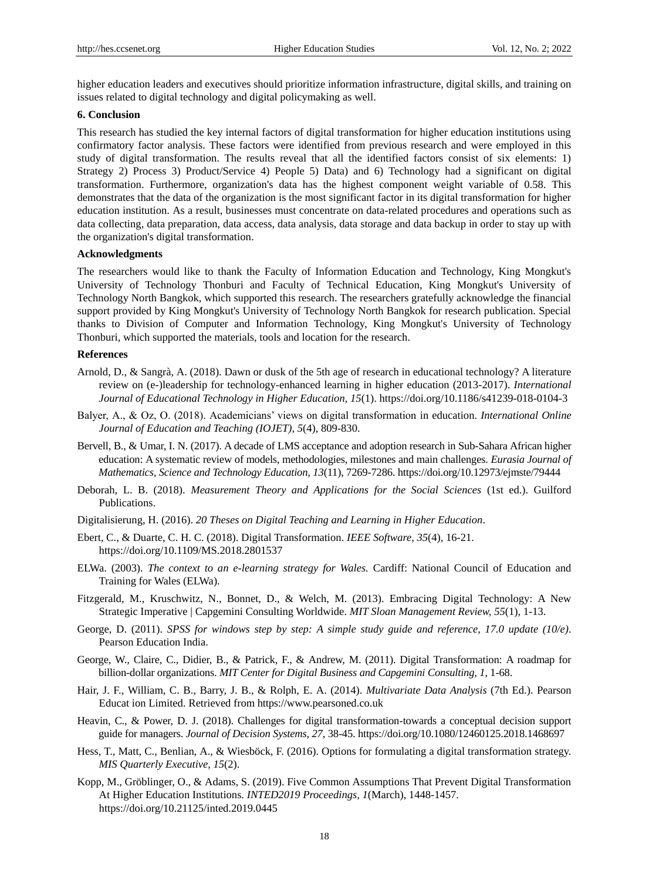higher education leaders and executives should prioritize information infrastructure, digital skills, and training on issues related to digital technology and digital policymaking as well.

## 6. Conclusion

This research has studied the key internal factors of digital transformation for higher education institutions using confirmatory factor analysis. These factors were identified from previous research and were employed in this study of digital transformation. The results reveal that all the identified factors consist of six elements: 1) Strategy 2) Process 3) Product/Service 4) People 5) Data) and 6) Technology had a significant on digital transformation. Furthermore, organization's data has the highest component weight variable of 0.58. This demonstrates that the data of the organization is the most significant factor in its digital transformation for higher education institution. As a result, businesses must concentrate on data-related procedures and operations such as data collecting, data preparation, data access, data analysis, data storage and data backup in order to stay up with the organization's digital transformation.

## Acknowledgments

The researchers would like to thank the Faculty of Information Education and Technology, King Mongkut's University of Technology Thonburi and Faculty of Technical Education, King Mongkut's University of Technology North Bangkok, which supported this research. The researchers gratefully acknowledge the financial support provided by King Mongkut's University of Technology North Bangkok for research publication. Special thanks to Division of Computer and Information Technology, King Mongkut's University of Technology Thonburi, which supported the materials, tools and location for the research.

## References

Arnold, D., & Sangrà, A. (2018). Dawn or dusk of the 5th age of research in educational technology? A literature review on (e-)leadership for technology-enhanced learning in higher education (2013-2017). *International Journal of Educational Technology in Higher Education, 15*(1). https://doi.org/10.1186/s41239-018-0104-3

Balyer, A., & Oz, O. (2018). Academicians' views on digital transformation in education. *International Online Journal of Education and Teaching (IOJET), 5*(4), 809-830.

Bervell, B., & Umar, I. N. (2017). A decade of LMS acceptance and adoption research in Sub-Sahara African higher education: A systematic review of models, methodologies, milestones and main challenges. *Eurasia Journal of Mathematics, Science and Technology Education, 13*(11), 7269-7286. https://doi.org/10.12973/ejmste/79444

Deborah, L. B. (2018). *Measurement Theory and Applications for the Social Sciences* (1st ed.). Guilford Publications.

Digitalisierung, H. (2016). *20 Theses on Digital Teaching and Learning in Higher Education*.

Ebert, C., & Duarte, C. H. C. (2018). Digital Transformation. *IEEE Software, 35*(4), 16-21. https://doi.org/10.1109/MS.2018.2801537

ELWa. (2003). *The context to an e-learning strategy for Wales.* Cardiff: National Council of Education and Training for Wales (ELWa).

Fitzgerald, M., Kruschwitz, N., Bonnet, D., & Welch, M. (2013). Embracing Digital Technology: A New Strategic Imperative | Capgemini Consulting Worldwide. *MIT Sloan Management Review, 55*(1), 1-13.

George, D. (2011). *SPSS for windows step by step: A simple study guide and reference, 17.0 update (10/e)*. Pearson Education India.

George, W., Claire, C., Didier, B., & Patrick, F., & Andrew, M. (2011). Digital Transformation: A roadmap for billion-dollar organizations. *MIT Center for Digital Business and Capgemini Consulting, 1*, 1-68.

Hair, J. F., William, C. B., Barry, J. B., & Rolph, E. A. (2014). *Multivariate Data Analysis* (7th Ed.). Pearson Educat ion Limited. Retrieved from https://www.pearsoned.co.uk

Heavin, C., & Power, D. J. (2018). Challenges for digital transformation-towards a conceptual decision support guide for managers. *Journal of Decision Systems, 27*, 38-45. https://doi.org/10.1080/12460125.2018.1468697

Hess, T., Matt, C., Benlian, A., & Wiesböck, F. (2016). Options for formulating a digital transformation strategy. *MIS Quarterly Executive, 15*(2).

Kopp, M., Gröblinger, O., & Adams, S. (2019). Five Common Assumptions That Prevent Digital Transformation At Higher Education Institutions. *INTED2019 Proceedings, 1*(March), 1448-1457. https://doi.org/10.21125/inted.2019.0445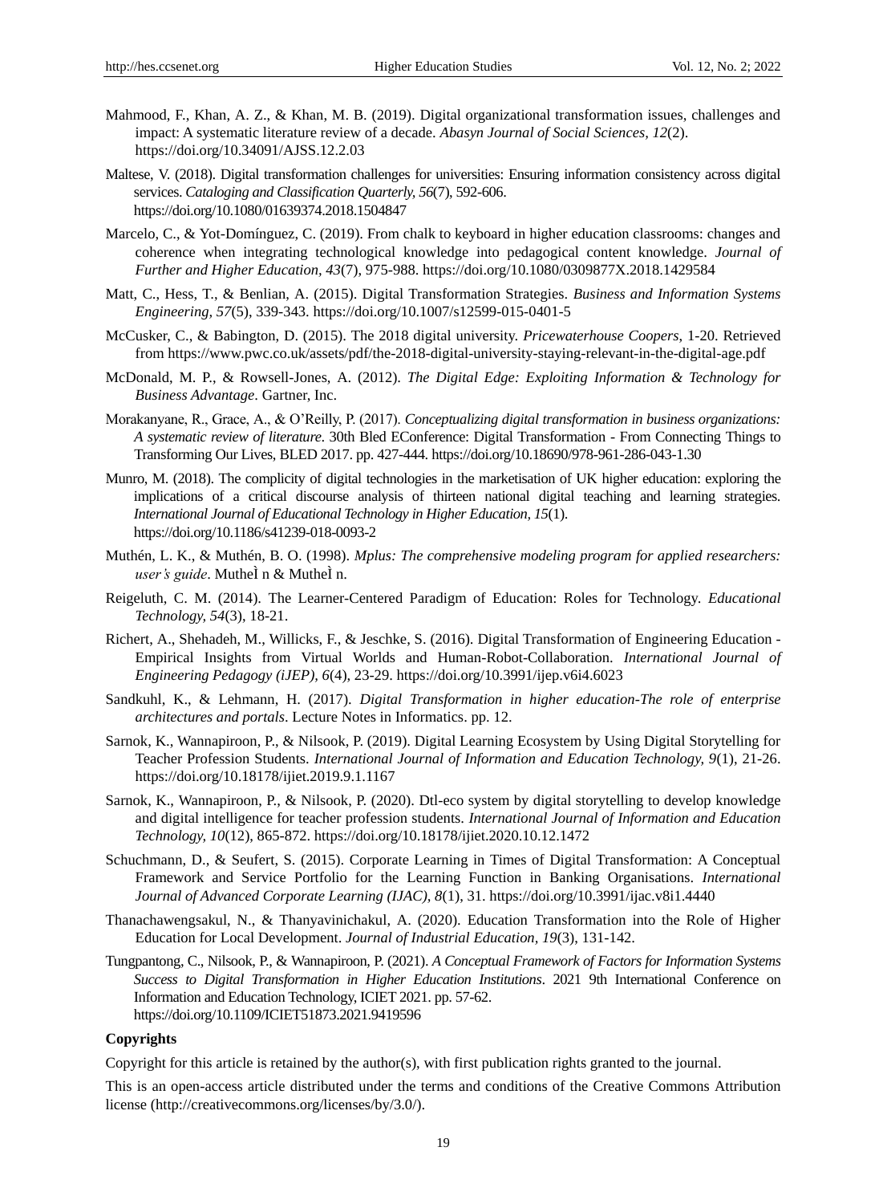Mahmood, F., Khan, A. Z., & Khan, M. B. (2019). Digital organizational transformation issues, challenges and impact: A systematic literature review of a decade. *Abasyn Journal of Social Sciences, 12*(2). https://doi.org/10.34091/AJSS.12.2.03

Maltese, V. (2018). Digital transformation challenges for universities: Ensuring information consistency across digital services. *Cataloging and Classification Quarterly, 56*(7), 592-606. https://doi.org/10.1080/01639374.2018.1504847

Marcelo, C., & Yot-Domínguez, C. (2019). From chalk to keyboard in higher education classrooms: changes and coherence when integrating technological knowledge into pedagogical content knowledge. *Journal of Further and Higher Education, 43*(7), 975-988. https://doi.org/10.1080/0309877X.2018.1429584

Matt, C., Hess, T., & Benlian, A. (2015). Digital Transformation Strategies. *Business and Information Systems Engineering, 57*(5), 339-343. https://doi.org/10.1007/s12599-015-0401-5

McCusker, C., & Babington, D. (2015). The 2018 digital university. *Pricewaterhouse Coopers,* 1-20. Retrieved from https://www.pwc.co.uk/assets/pdf/the-2018-digital-university-staying-relevant-in-the-digital-age.pdf

McDonald, M. P., & Rowsell-Jones, A. (2012). *The Digital Edge: Exploiting Information & Technology for Business Advantage*. Gartner, Inc.

Morakanyane, R., Grace, A., & O'Reilly, P. (2017). *Conceptualizing digital transformation in business organizations: A systematic review of literature*. 30th Bled EConference: Digital Transformation - From Connecting Things to Transforming Our Lives, BLED 2017. pp. 427-444. https://doi.org/10.18690/978-961-286-043-1.30

Munro, M. (2018). The complicity of digital technologies in the marketisation of UK higher education: exploring the implications of a critical discourse analysis of thirteen national digital teaching and learning strategies. *International Journal of Educational Technology in Higher Education, 15*(1). https://doi.org/10.1186/s41239-018-0093-2

Muthén, L. K., & Muthén, B. O. (1998). *Mplus: The comprehensive modeling program for applied researchers: user's guide*. MutheÌ n & MutheÌ n.

Reigeluth, C. M. (2014). The Learner-Centered Paradigm of Education: Roles for Technology. *Educational Technology, 54*(3), 18-21.

Richert, A., Shehadeh, M., Willicks, F., & Jeschke, S. (2016). Digital Transformation of Engineering Education - Empirical Insights from Virtual Worlds and Human-Robot-Collaboration. *International Journal of Engineering Pedagogy (iJEP), 6*(4), 23-29. https://doi.org/10.3991/ijep.v6i4.6023

Sandkuhl, K., & Lehmann, H. (2017). *Digital Transformation in higher education-The role of enterprise architectures and portals*. Lecture Notes in Informatics. pp. 12.

Sarnok, K., Wannapiroon, P., & Nilsook, P. (2019). Digital Learning Ecosystem by Using Digital Storytelling for Teacher Profession Students. *International Journal of Information and Education Technology, 9*(1), 21-26. https://doi.org/10.18178/ijiet.2019.9.1.1167

Sarnok, K., Wannapiroon, P., & Nilsook, P. (2020). Dtl-eco system by digital storytelling to develop knowledge and digital intelligence for teacher profession students. *International Journal of Information and Education Technology, 10*(12), 865-872. https://doi.org/10.18178/ijiet.2020.10.12.1472

Schuchmann, D., & Seufert, S. (2015). Corporate Learning in Times of Digital Transformation: A Conceptual Framework and Service Portfolio for the Learning Function in Banking Organisations. *International Journal of Advanced Corporate Learning (IJAC), 8*(1), 31. https://doi.org/10.3991/ijac.v8i1.4440

Thanachawengsakul, N., & Thanyavinichakul, A. (2020). Education Transformation into the Role of Higher Education for Local Development. *Journal of Industrial Education, 19*(3), 131-142.

Tungpantong, C., Nilsook, P., & Wannapiroon, P. (2021). *A Conceptual Framework of Factors for Information Systems Success to Digital Transformation in Higher Education Institutions*. 2021 9th International Conference on Information and Education Technology, ICIET 2021. pp. 57-62. https://doi.org/10.1109/ICIET51873.2021.9419596

**Copyrights**

Copyright for this article is retained by the author(s), with first publication rights granted to the journal.

This is an open-access article distributed under the terms and conditions of the Creative Commons Attribution license (http://creativecommons.org/licenses/by/3.0/).